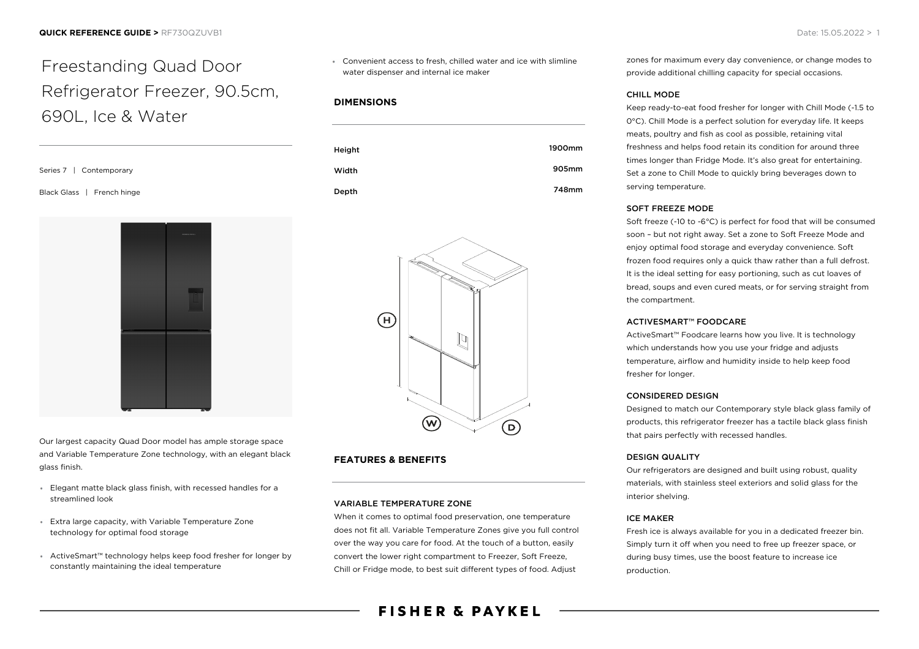# Freestanding Quad Door Refrigerator Freezer, 90.5cm, 690L, Ice & Water

Series 7 | Contemporary

Black Glass | French hinge

Our largest capacity Quad Door model has ample storage space and Variable Temperature Zone technology, with an elegant black glass finish.

- Elegant matte black glass finish, with recessed handles for a streamlined look
- Extra large capacity, with Variable Temperature Zone technology for optimal food storage
- ActiveSmart™ technology helps keep food fresher for longer by constantly maintaining the ideal temperature
- Convenient access to fresh, chilled water and ice with slimline water dispenser and internal ice maker

## DIMENSIONS

| | |
|---|---|
| Height | 1900mm |
| Width | 905mm |
| Depth | 748mm |

## FEATURES & BENEFITS

### VARIABLE TEMPERATURE ZONE

When it comes to optimal food preservation, one temperature does not fit all. Variable Temperature Zones give you full control over the way you care for food. At the touch of a button, easily convert the lower right compartment to Freezer, Soft Freeze, Chill or Fridge mode, to best suit different types of food. Adjust zones for maximum every day convenience, or change modes to provide additional chilling capacity for special occasions.

### CHILL MODE

Keep ready-to-eat food fresher for longer with Chill Mode (-1.5 to 0°C). Chill Mode is a perfect solution for everyday life. It keeps meats, poultry and fish as cool as possible, retaining vital freshness and helps food retain its condition for around three times longer than Fridge Mode. It's also great for entertaining. Set a zone to Chill Mode to quickly bring beverages down to serving temperature.

### SOFT FREEZE MODE

Soft freeze (-10 to -6°C) is perfect for food that will be consumed soon – but not right away. Set a zone to Soft Freeze Mode and enjoy optimal food storage and everyday convenience. Soft frozen food requires only a quick thaw rather than a full defrost. It is the ideal setting for easy portioning, such as cut loaves of bread, soups and even cured meats, or for serving straight from the compartment.

### ACTIVESMART™ FOODCARE

ActiveSmart™ Foodcare learns how you live. It is technology which understands how you use your fridge and adjusts temperature, airflow and humidity inside to help keep food fresher for longer.

### CONSIDERED DESIGN

Designed to match our Contemporary style black glass family of products, this refrigerator freezer has a tactile black glass finish that pairs perfectly with recessed handles.

### DESIGN QUALITY

Our refrigerators are designed and built using robust, quality materials, with stainless steel exteriors and solid glass for the interior shelving.

### ICE MAKER

Fresh ice is always available for you in a dedicated freezer bin. Simply turn it off when you need to free up freezer space, or during busy times, use the boost feature to increase ice production.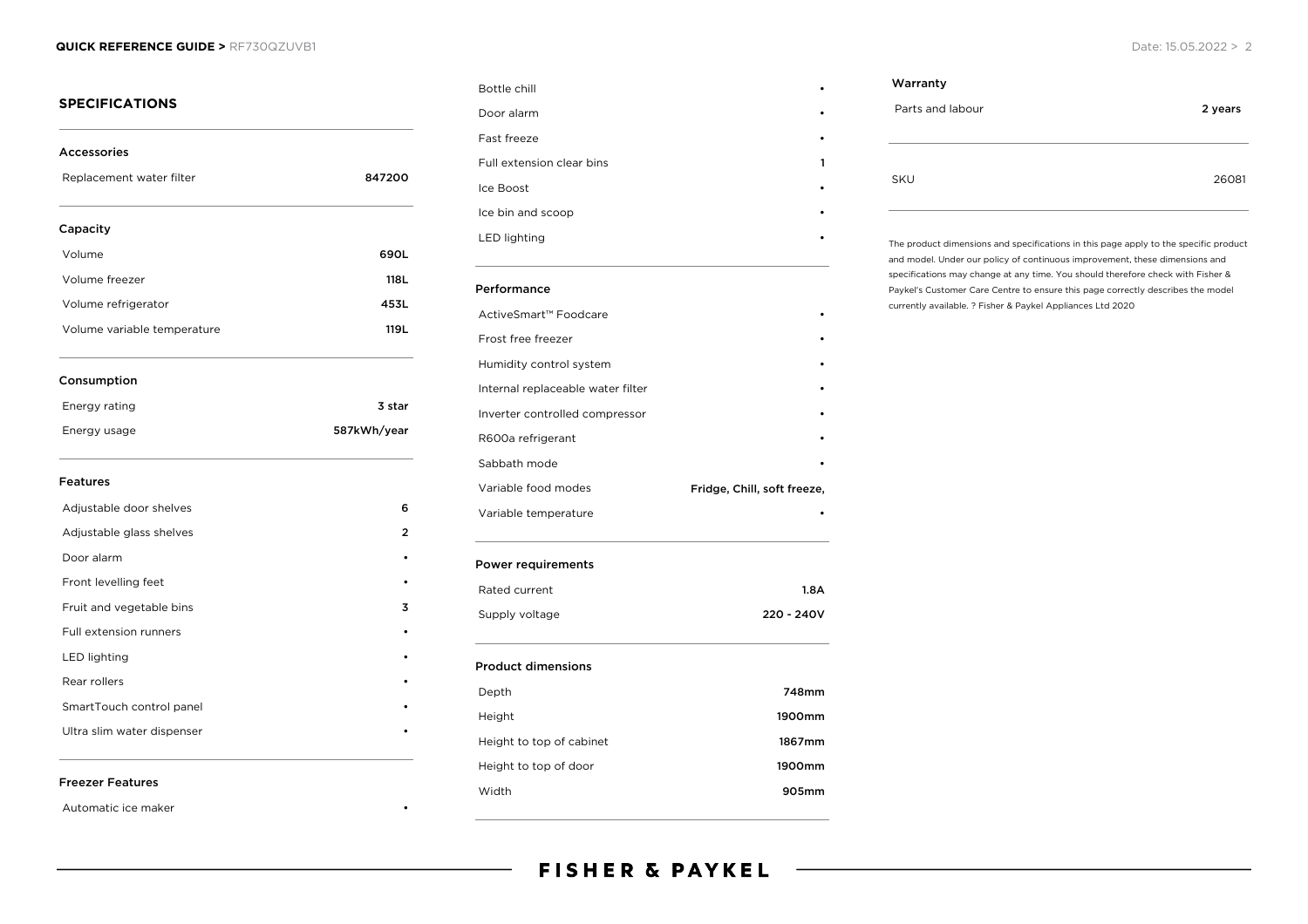## SPECIFICATIONS

### Accessories

| | |
|---|---|
| Replacement water filter | 847200 |

### Capacity

| | |
|---|---|
| Volume | 690L |
| Volume freezer | 118L |
| Volume refrigerator | 453L |
| Volume variable temperature | 119L |

### Consumption

| | |
|---|---|
| Energy rating | 3 star |
| Energy usage | 587kWh/year |

### Features

| | |
|---|---|
| Adjustable door shelves | 6 |
| Adjustable glass shelves | 2 |
| Door alarm | • |
| Front levelling feet | • |
| Fruit and vegetable bins | 3 |
| Full extension runners | • |
| LED lighting | • |
| Rear rollers | • |
| SmartTouch control panel | • |
| Ultra slim water dispenser | • |

### Freezer Features

| | |
|---|---|
| Automatic ice maker | • |
| Bottle chill | • |
| Door alarm | • |
| Fast freeze | • |
| Full extension clear bins | 1 |
| Ice Boost | • |
| Ice bin and scoop | • |
| LED lighting | • |

### Performance

| | |
|---|---|
| ActiveSmart™ Foodcare | • |
| Frost free freezer | • |
| Humidity control system | • |
| Internal replaceable water filter | • |
| Inverter controlled compressor | • |
| R600a refrigerant | • |
| Sabbath mode | • |
| Variable food modes | Fridge, Chill, soft freeze, |
| Variable temperature | • |

### Power requirements

| | |
|---|---|
| Rated current | 1.8A |
| Supply voltage | 220 - 240V |

### Product dimensions

| | |
|---|---|
| Depth | 748mm |
| Height | 1900mm |
| Height to top of cabinet | 1867mm |
| Height to top of door | 1900mm |
| Width | 905mm |

### Warranty

| | |
|---|---|
| Parts and labour | 2 years |

| | |
|---|---|
| SKU | 26081 |

The product dimensions and specifications in this page apply to the specific product and model. Under our policy of continuous improvement, these dimensions and specifications may change at any time. You should therefore check with Fisher & Paykel's Customer Care Centre to ensure this page correctly describes the model currently available. ? Fisher & Paykel Appliances Ltd 2020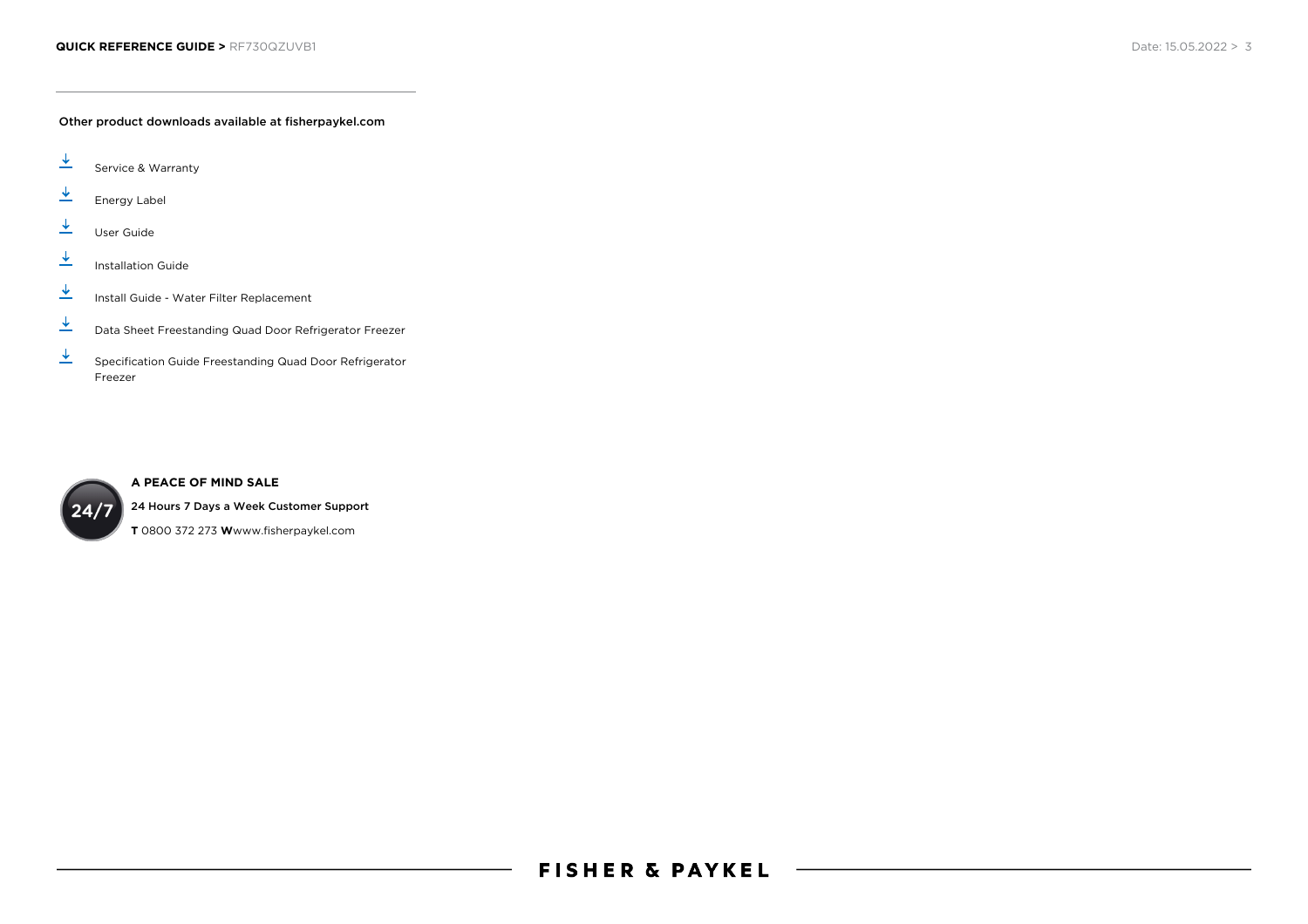Other product downloads available at fisherpaykel.com

- Service & Warranty
- Energy Label
- User Guide
- Installation Guide
- Install Guide - Water Filter Replacement
- Data Sheet Freestanding Quad Door Refrigerator Freezer
- Specification Guide Freestanding Quad Door Refrigerator Freezer

24/7

**A PEACE OF MIND SALE**

**24 Hours 7 Days a Week Customer Support**

**T** 0800 372 273 **W**www.fisherpaykel.com